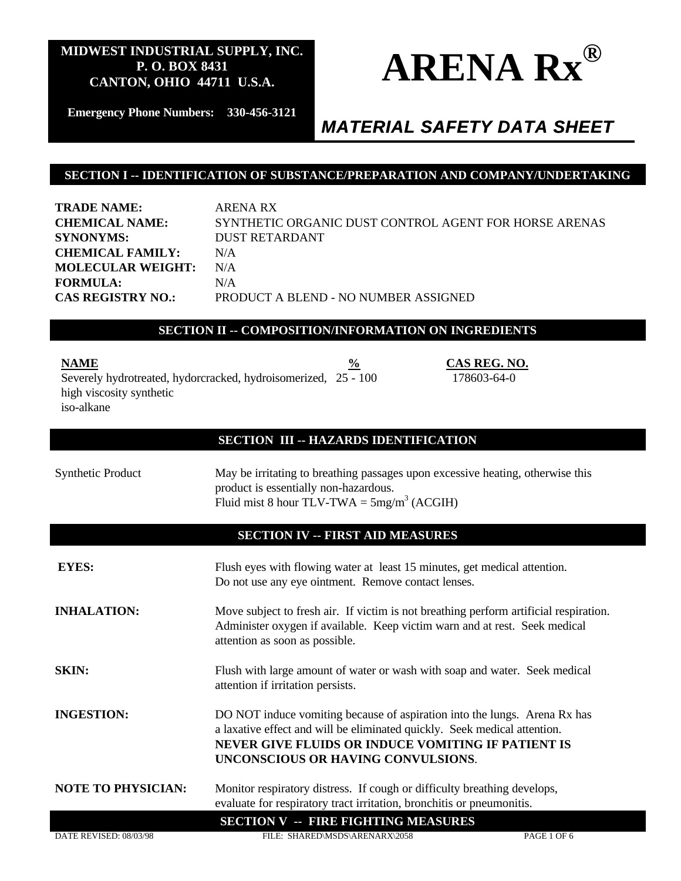**MIDWEST INDUSTRIAL SUPPLY, INC.**
**P. O. BOX 8431**
**CANTON, OHIO 44711 U.S.A.**

**Emergency Phone Numbers: 330-456-3121**

# ARENA Rx®

## *MATERIAL SAFETY DATA SHEET*

## SECTION I -- IDENTIFICATION OF SUBSTANCE/PREPARATION AND COMPANY/UNDERTAKING

| | |
|---|---|
| **TRADE NAME:** | ARENA RX |
| **CHEMICAL NAME:** | SYNTHETIC ORGANIC DUST CONTROL AGENT FOR HORSE ARENAS |
| **SYNONYMS:** | DUST RETARDANT |
| **CHEMICAL FAMILY:** | N/A |
| **MOLECULAR WEIGHT:** | N/A |
| **FORMULA:** | N/A |
| **CAS REGISTRY NO.:** | PRODUCT A BLEND - NO NUMBER ASSIGNED |

## SECTION II -- COMPOSITION/INFORMATION ON INGREDIENTS

| NAME | % | CAS REG. NO. |
|---|---|---|
| Severely hydrotreated, hydorcracked, hydroisomerized, high viscosity synthetic iso-alkane | 25 - 100 | 178603-64-0 |

## SECTION III -- HAZARDS IDENTIFICATION

| | |
|---|---|
| Synthetic Product | May be irritating to breathing passages upon excessive heating, otherwise this product is essentially non-hazardous. Fluid mist 8 hour TLV-TWA = 5mg/$m^3$ (ACGIH) |

## SECTION IV -- FIRST AID MEASURES

**EYES:** Flush eyes with flowing water at least 15 minutes, get medical attention. Do not use any eye ointment. Remove contact lenses.

**INHALATION:** Move subject to fresh air. If victim is not breathing perform artificial respiration. Administer oxygen if available. Keep victim warn and at rest. Seek medical attention as soon as possible.

**SKIN:** Flush with large amount of water or wash with soap and water. Seek medical attention if irritation persists.

**INGESTION:** DO NOT induce vomiting because of aspiration into the lungs. Arena Rx has a laxative effect and will be eliminated quickly. Seek medical attention. **NEVER GIVE FLUIDS OR INDUCE VOMITING IF PATIENT IS UNCONSCIOUS OR HAVING CONVULSIONS**.

**NOTE TO PHYSICIAN:** Monitor respiratory distress. If cough or difficulty breathing develops, evaluate for respiratory tract irritation, bronchitis or pneumonitis.

## SECTION V -- FIRE FIGHTING MEASURES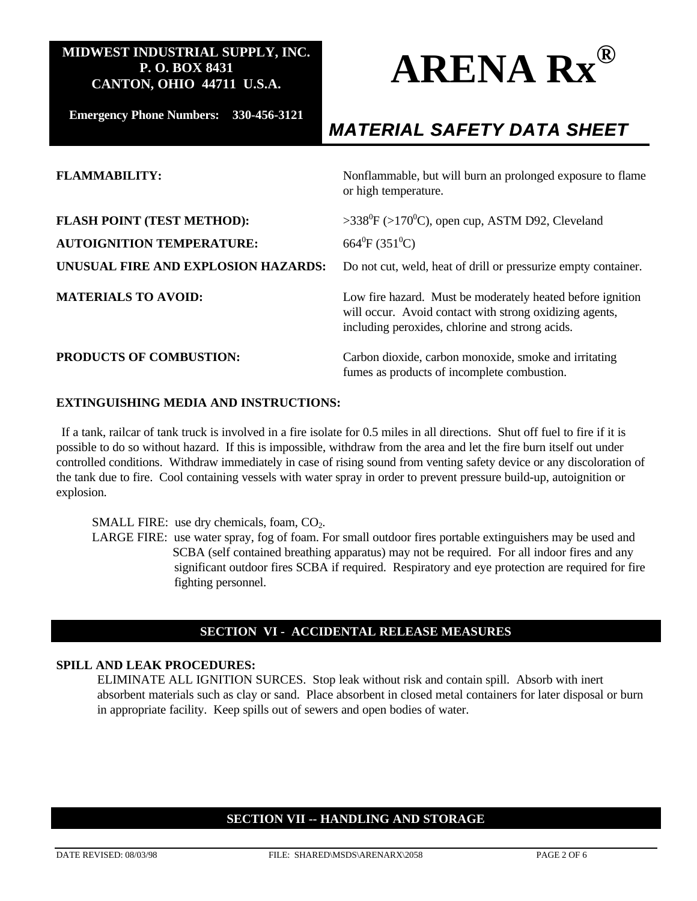**MIDWEST INDUSTRIAL SUPPLY, INC.**
**P. O. BOX 8431**
**CANTON, OHIO 44711 U.S.A.**

**Emergency Phone Numbers: 330-456-3121**

# ARENA Rx®

## *MATERIAL SAFETY DATA SHEET*

| | |
|---|---|
| **FLAMMABILITY:** | Nonflammable, but will burn an prolonged exposure to flame or high temperature. |
| **FLASH POINT (TEST METHOD):** | >338$^0$F (>170$^0$C), open cup, ASTM D92, Cleveland |
| **AUTOIGNITION TEMPERATURE:** | 664$^0$F (351$^0$C) |
| **UNUSUAL FIRE AND EXPLOSION HAZARDS:** | Do not cut, weld, heat of drill or pressurize empty container. |
| **MATERIALS TO AVOID:** | Low fire hazard. Must be moderately heated before ignition will occur. Avoid contact with strong oxidizing agents, including peroxides, chlorine and strong acids. |
| **PRODUCTS OF COMBUSTION:** | Carbon dioxide, carbon monoxide, smoke and irritating fumes as products of incomplete combustion. |

**EXTINGUISHING MEDIA AND INSTRUCTIONS:**

If a tank, railcar of tank truck is involved in a fire isolate for 0.5 miles in all directions. Shut off fuel to fire if it is possible to do so without hazard. If this is impossible, withdraw from the area and let the fire burn itself out under controlled conditions. Withdraw immediately in case of rising sound from venting safety device or any discoloration of the tank due to fire. Cool containing vessels with water spray in order to prevent pressure build-up, autoignition or explosion.

SMALL FIRE: use dry chemicals, foam, $CO_2$.

LARGE FIRE: use water spray, fog of foam. For small outdoor fires portable extinguishers may be used and SCBA (self contained breathing apparatus) may not be required. For all indoor fires and any significant outdoor fires SCBA if required. Respiratory and eye protection are required for fire fighting personnel.

## SECTION VI - ACCIDENTAL RELEASE MEASURES

**SPILL AND LEAK PROCEDURES:**

ELIMINATE ALL IGNITION SURCES. Stop leak without risk and contain spill. Absorb with inert absorbent materials such as clay or sand. Place absorbent in closed metal containers for later disposal or burn in appropriate facility. Keep spills out of sewers and open bodies of water.

## SECTION VII -- HANDLING AND STORAGE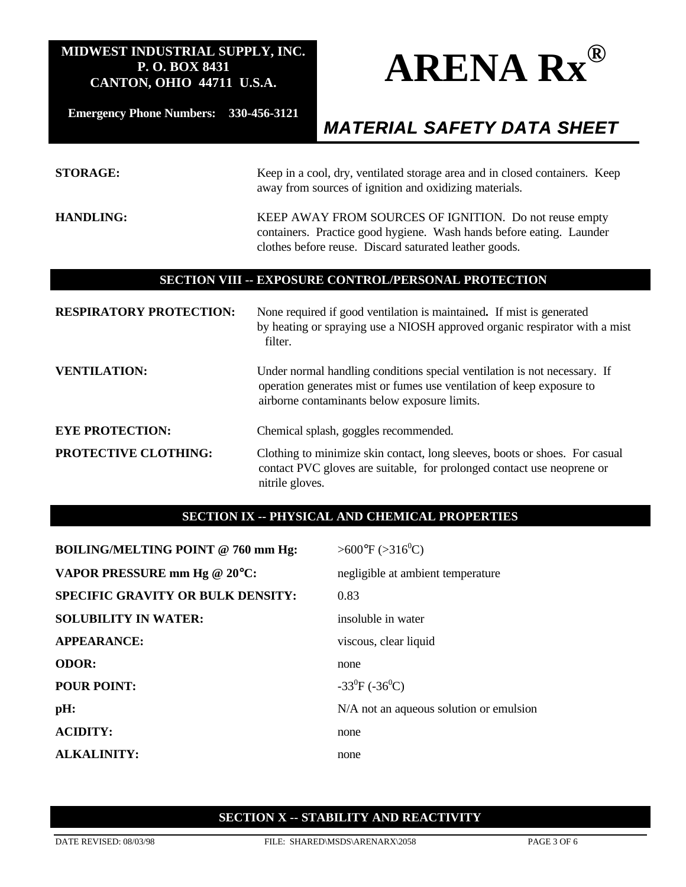**STORAGE:** Keep in a cool, dry, ventilated storage area and in closed containers. Keep away from sources of ignition and oxidizing materials.

**HANDLING:** KEEP AWAY FROM SOURCES OF IGNITION. Do not reuse empty containers. Practice good hygiene. Wash hands before eating. Launder clothes before reuse. Discard saturated leather goods.

## SECTION VIII -- EXPOSURE CONTROL/PERSONAL PROTECTION

**RESPIRATORY PROTECTION:** None required if good ventilation is maintained**.** If mist is generated by heating or spraying use a NIOSH approved organic respirator with a mist filter.

**VENTILATION:** Under normal handling conditions special ventilation is not necessary. If operation generates mist or fumes use ventilation of keep exposure to airborne contaminants below exposure limits.

**EYE PROTECTION:** Chemical splash, goggles recommended.

**PROTECTIVE CLOTHING:** Clothing to minimize skin contact, long sleeves, boots or shoes. For casual contact PVC gloves are suitable, for prolonged contact use neoprene or nitrile gloves.

## SECTION IX -- PHYSICAL AND CHEMICAL PROPERTIES

| | |
|---|---|
| **BOILING/MELTING POINT @ 760 mm Hg:** | >600°F (>316$^0$C) |
| **VAPOR PRESSURE mm Hg @ 20°C:** | negligible at ambient temperature |
| **SPECIFIC GRAVITY OR BULK DENSITY:** | 0.83 |
| **SOLUBILITY IN WATER:** | insoluble in water |
| **APPEARANCE:** | viscous, clear liquid |
| **ODOR:** | none |
| **POUR POINT:** | -33$^0$F (-36$^0$C) |
| **pH:** | N/A not an aqueous solution or emulsion |
| **ACIDITY:** | none |
| **ALKALINITY:** | none |

## SECTION X -- STABILITY AND REACTIVITY

DATE REVISED: 08/03/98 FILE: SHARED\MSDS\ARENARX\2058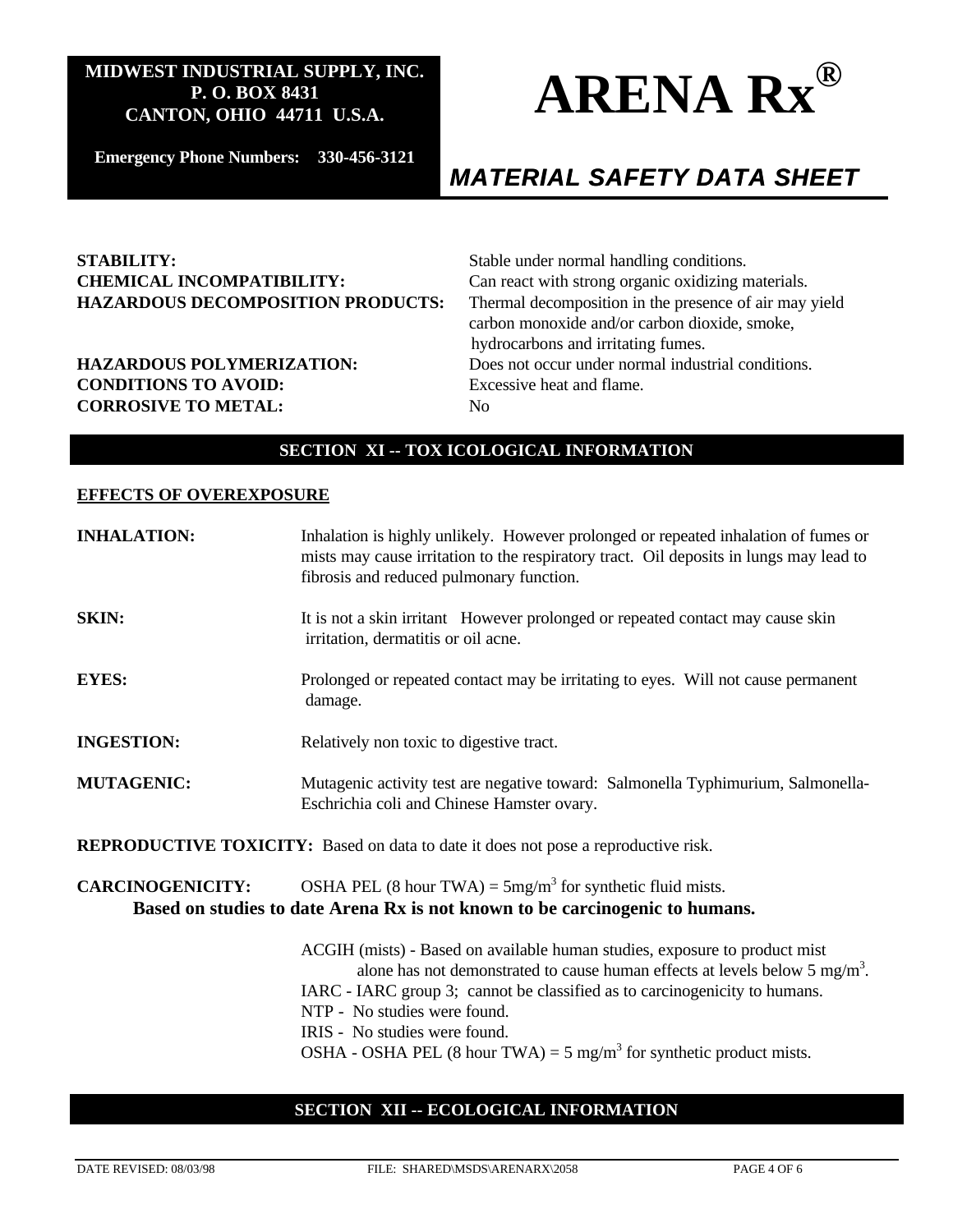| | |
|---|---|
| **STABILITY:** | Stable under normal handling conditions. |
| **CHEMICAL INCOMPATIBILITY:** | Can react with strong organic oxidizing materials. |
| **HAZARDOUS DECOMPOSITION PRODUCTS:** | Thermal decomposition in the presence of air may yield carbon monoxide and/or carbon dioxide, smoke, hydrocarbons and irritating fumes. |
| **HAZARDOUS POLYMERIZATION:** | Does not occur under normal industrial conditions. |
| **CONDITIONS TO AVOID:** | Excessive heat and flame. |
| **CORROSIVE TO METAL:** | No |

## SECTION XI -- TOX ICOLOGICAL INFORMATION

**EFFECTS OF OVEREXPOSURE**

**INHALATION:** Inhalation is highly unlikely. However prolonged or repeated inhalation of fumes or mists may cause irritation to the respiratory tract. Oil deposits in lungs may lead to fibrosis and reduced pulmonary function.

**SKIN:** It is not a skin irritant However prolonged or repeated contact may cause skin irritation, dermatitis or oil acne.

**EYES:** Prolonged or repeated contact may be irritating to eyes. Will not cause permanent damage.

**INGESTION:** Relatively non toxic to digestive tract.

**MUTAGENIC:** Mutagenic activity test are negative toward: Salmonella Typhimurium, Salmonella-Eschrichia coli and Chinese Hamster ovary.

**REPRODUCTIVE TOXICITY:** Based on data to date it does not pose a reproductive risk.

**CARCINOGENICITY:** OSHA PEL (8 hour TWA) = 5mg/m$^3$ for synthetic fluid mists.

**Based on studies to date Arena Rx is not known to be carcinogenic to humans.**

ACGIH (mists) - Based on available human studies, exposure to product mist alone has not demonstrated to cause human effects at levels below 5 mg/m$^3$.
IARC - IARC group 3; cannot be classified as to carcinogenicity to humans.
NTP - No studies were found.
IRIS - No studies were found.
OSHA - OSHA PEL (8 hour TWA) = 5 mg/m$^3$ for synthetic product mists.

## SECTION XII -- ECOLOGICAL INFORMATION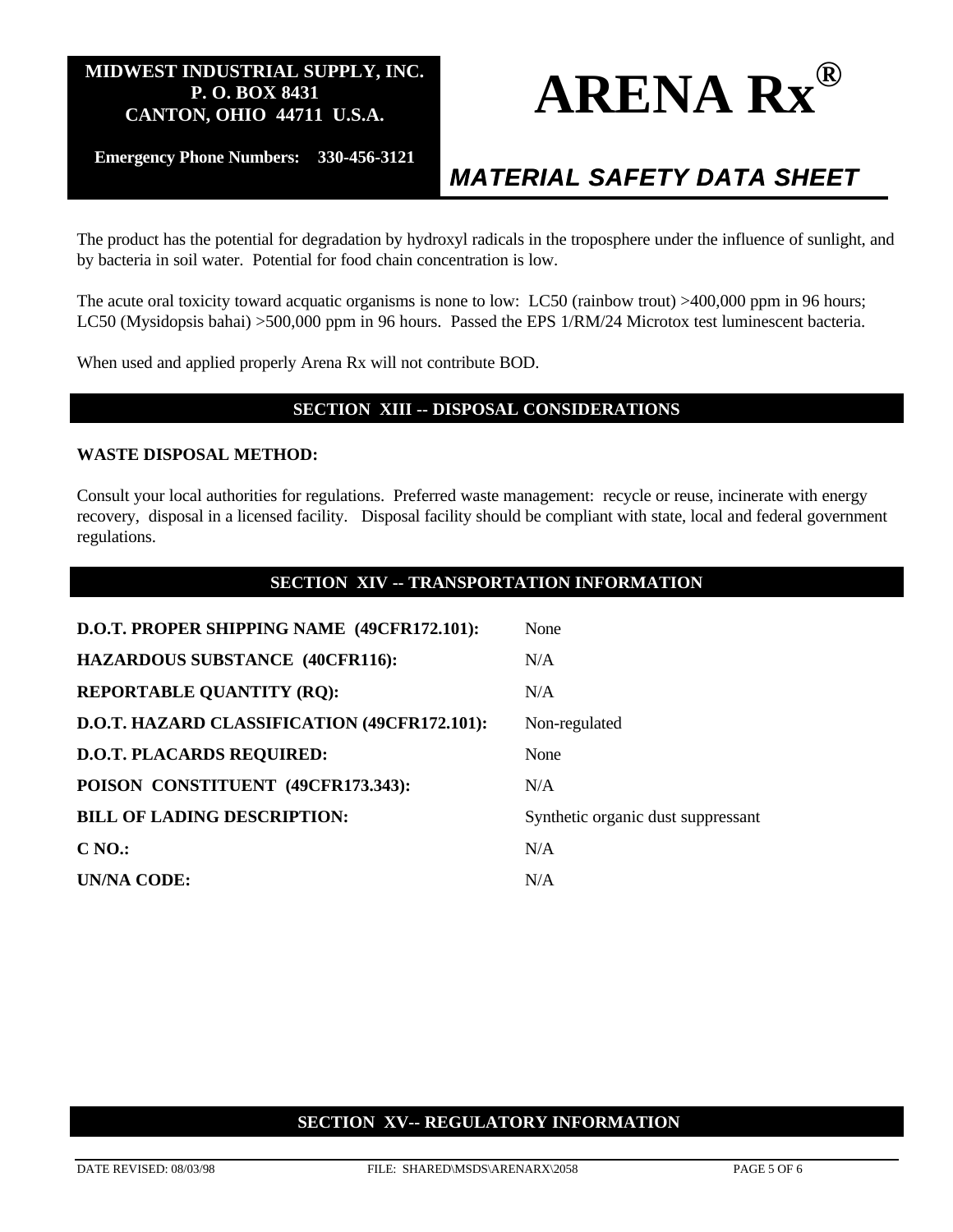The product has the potential for degradation by hydroxyl radicals in the troposphere under the influence of sunlight, and by bacteria in soil water. Potential for food chain concentration is low.

The acute oral toxicity toward acquatic organisms is none to low: LC50 (rainbow trout) >400,000 ppm in 96 hours; LC50 (Mysidopsis bahai) >500,000 ppm in 96 hours. Passed the EPS 1/RM/24 Microtox test luminescent bacteria.

When used and applied properly Arena Rx will not contribute BOD.

## SECTION XIII -- DISPOSAL CONSIDERATIONS

**WASTE DISPOSAL METHOD:**

Consult your local authorities for regulations. Preferred waste management: recycle or reuse, incinerate with energy recovery, disposal in a licensed facility. Disposal facility should be compliant with state, local and federal government regulations.

## SECTION XIV -- TRANSPORTATION INFORMATION

| | |
|---|---|
| **D.O.T. PROPER SHIPPING NAME (49CFR172.101):** | None |
| **HAZARDOUS SUBSTANCE (40CFR116):** | N/A |
| **REPORTABLE QUANTITY (RQ):** | N/A |
| **D.O.T. HAZARD CLASSIFICATION (49CFR172.101):** | Non-regulated |
| **D.O.T. PLACARDS REQUIRED:** | None |
| **POISON CONSTITUENT (49CFR173.343):** | N/A |
| **BILL OF LADING DESCRIPTION:** | Synthetic organic dust suppressant |
| **C NO.:** | N/A |
| **UN/NA CODE:** | N/A |

## SECTION XV-- REGULATORY INFORMATION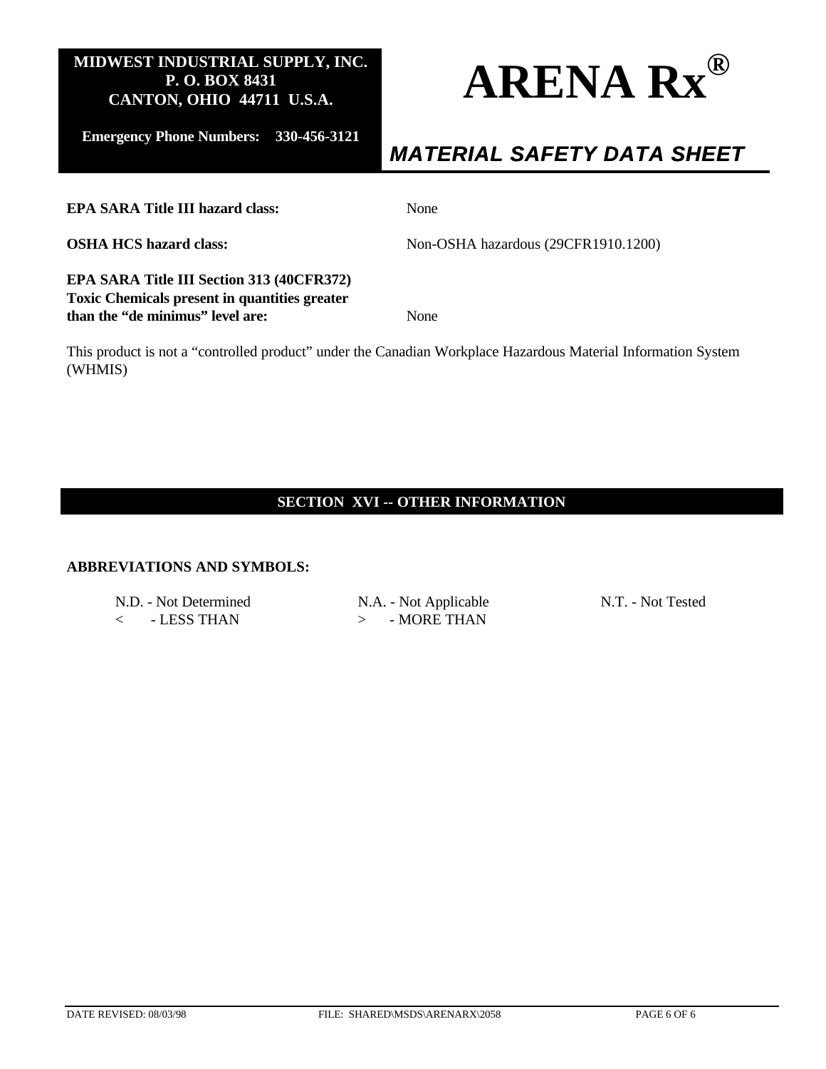**EPA SARA Title III hazard class:** None

**OSHA HCS hazard class:** Non-OSHA hazardous (29CFR1910.1200)

**EPA SARA Title III Section 313 (40CFR372) Toxic Chemicals present in quantities greater than the "de minimus" level are:** None

This product is not a "controlled product" under the Canadian Workplace Hazardous Material Information System (WHMIS)

## SECTION XVI -- OTHER INFORMATION

**ABBREVIATIONS AND SYMBOLS:**

| | | |
|---|---|---|
| N.D. - Not Determined | N.A. - Not Applicable | N.T. - Not Tested |
| < - LESS THAN | > - MORE THAN | |

DATE REVISED: 08/03/98 FILE: SHARED\MSDS\ARENARX\2058